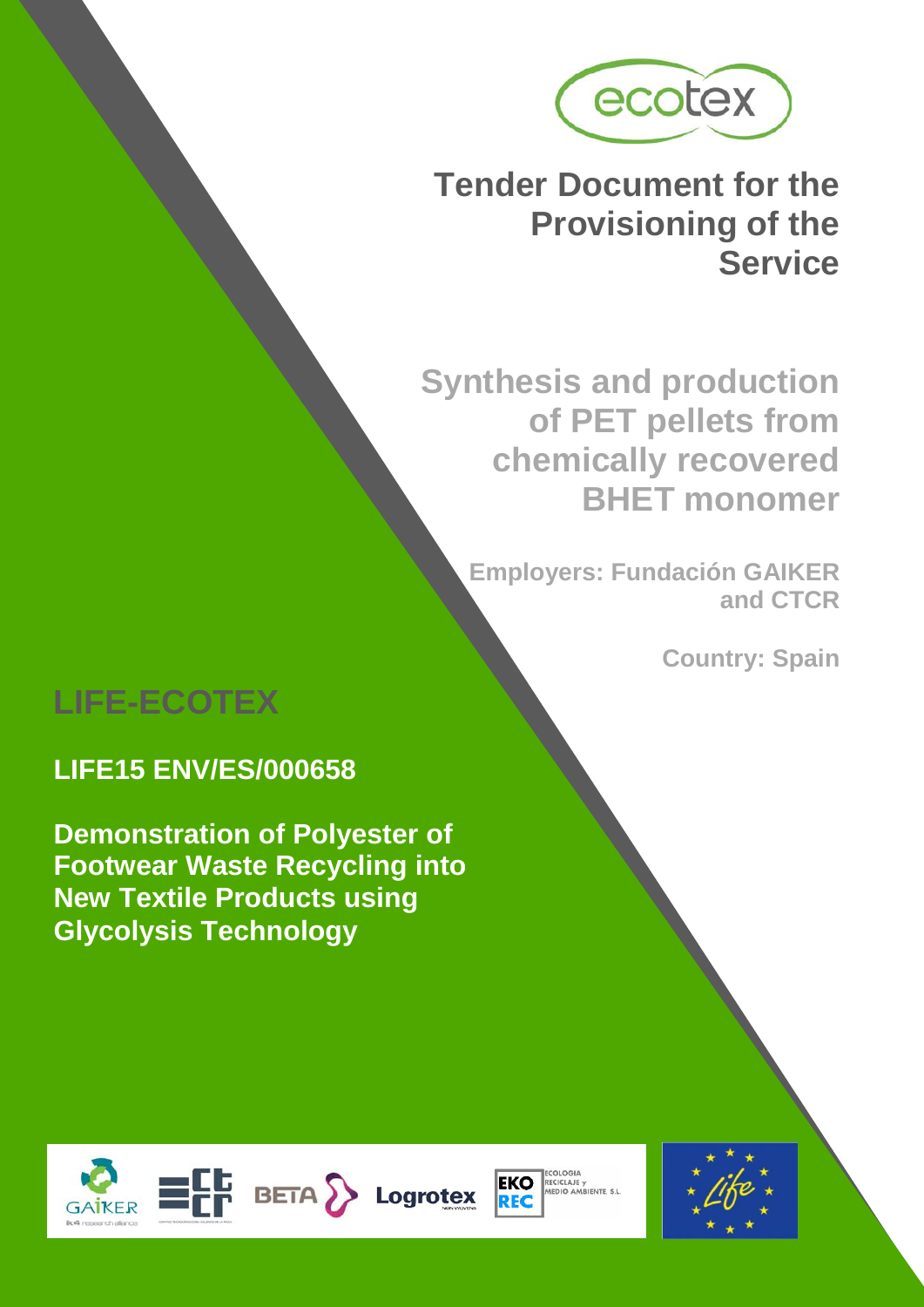ecotex

# Tender Document for the Provisioning of the Service

## Synthesis and production of PET pellets from chemically recovered BHET monomer

**Employers: Fundación GAIKER and CTCR**

**Country: Spain**

## LIFE-ECOTEX

**LIFE15 ENV/ES/000658**

**Demonstration of Polyester of Footwear Waste Recycling into New Textile Products using Glycolysis Technology**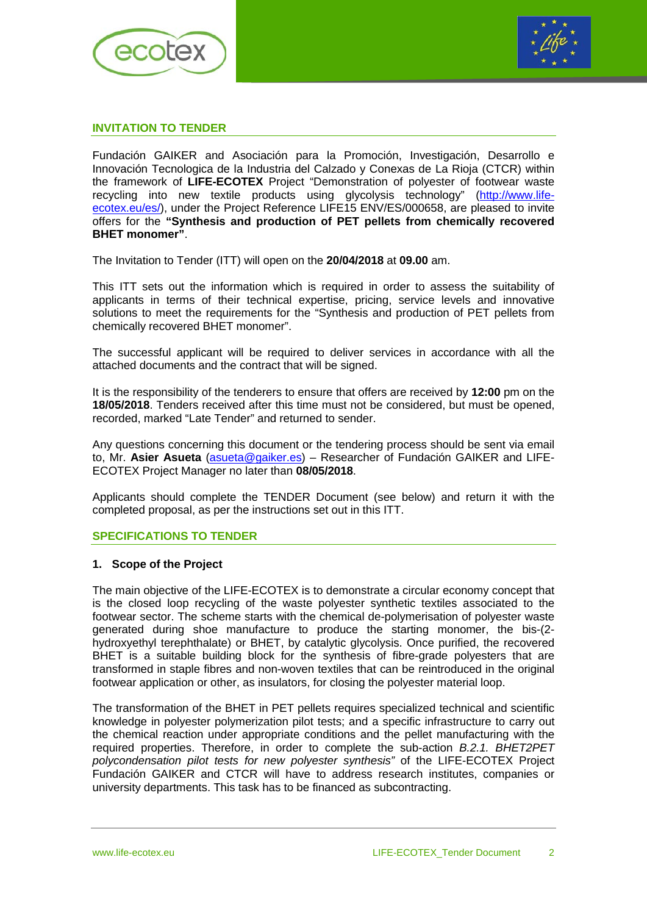## INVITATION TO TENDER

Fundación GAIKER and Asociación para la Promoción, Investigación, Desarrollo e Innovación Tecnologica de la Industria del Calzado y Conexas de La Rioja (CTCR) within the framework of **LIFE-ECOTEX** Project "Demonstration of polyester of footwear waste recycling into new textile products using glycolysis technology" (http://www.life-ecotex.eu/es/), under the Project Reference LIFE15 ENV/ES/000658, are pleased to invite offers for the **"Synthesis and production of PET pellets from chemically recovered BHET monomer"**.

The Invitation to Tender (ITT) will open on the **20/04/2018** at **09.00** am.

This ITT sets out the information which is required in order to assess the suitability of applicants in terms of their technical expertise, pricing, service levels and innovative solutions to meet the requirements for the "Synthesis and production of PET pellets from chemically recovered BHET monomer".

The successful applicant will be required to deliver services in accordance with all the attached documents and the contract that will be signed.

It is the responsibility of the tenderers to ensure that offers are received by **12:00** pm on the **18/05/2018**. Tenders received after this time must not be considered, but must be opened, recorded, marked "Late Tender" and returned to sender.

Any questions concerning this document or the tendering process should be sent via email to, Mr. **Asier Asueta** (asueta@gaiker.es) – Researcher of Fundación GAIKER and LIFE-ECOTEX Project Manager no later than **08/05/2018**.

Applicants should complete the TENDER Document (see below) and return it with the completed proposal, as per the instructions set out in this ITT.

## SPECIFICATIONS TO TENDER

### 1. Scope of the Project

The main objective of the LIFE-ECOTEX is to demonstrate a circular economy concept that is the closed loop recycling of the waste polyester synthetic textiles associated to the footwear sector. The scheme starts with the chemical de-polymerisation of polyester waste generated during shoe manufacture to produce the starting monomer, the bis-(2-hydroxyethyl terephthalate) or BHET, by catalytic glycolysis. Once purified, the recovered BHET is a suitable building block for the synthesis of fibre-grade polyesters that are transformed in staple fibres and non-woven textiles that can be reintroduced in the original footwear application or other, as insulators, for closing the polyester material loop.

The transformation of the BHET in PET pellets requires specialized technical and scientific knowledge in polyester polymerization pilot tests; and a specific infrastructure to carry out the chemical reaction under appropriate conditions and the pellet manufacturing with the required properties. Therefore, in order to complete the sub-action *B.2.1. BHET2PET polycondensation pilot tests for new polyester synthesis"* of the LIFE-ECOTEX Project Fundación GAIKER and CTCR will have to address research institutes, companies or university departments. This task has to be financed as subcontracting.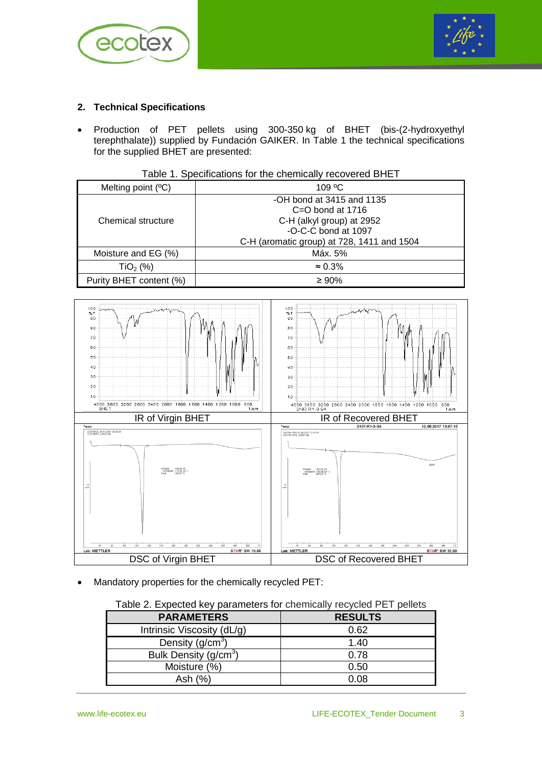## 2. Technical Specifications

- Production of PET pellets using 300-350 kg of BHET (bis-(2-hydroxyethyl terephthalate)) supplied by Fundación GAIKER. In Table 1 the technical specifications for the supplied BHET are presented:

Table 1. Specifications for the chemically recovered BHET

| Melting point (ºC) | 109 ºC |
|---|---|
| Chemical structure | -OH bond at 3415 and 1135<br>C=O bond at 1716<br>C-H (alkyl group) at 2952<br>-O-C-C bond at 1097<br>C-H (aromatic group) at 728, 1411 and 1504 |
| Moisture and EG (%) | Máx. 5% |
| $TiO_2$ (%) | ≈ 0.3% |
| Purity BHET content (%) | ≥ 90% |

IR of Virgin BHET

IR of Recovered BHET

DSC of Virgin BHET

DSC of Recovered BHET

- Mandatory properties for the chemically recycled PET:

Table 2. Expected key parameters for chemically recycled PET pellets

| PARAMETERS | RESULTS |
|---|---|
| Intrinsic Viscosity (dL/g) | 0.62 |
| Density ($g/cm^3$) | 1.40 |
| Bulk Density ($g/cm^3$) | 0.78 |
| Moisture (%) | 0.50 |
| Ash (%) | 0.08 |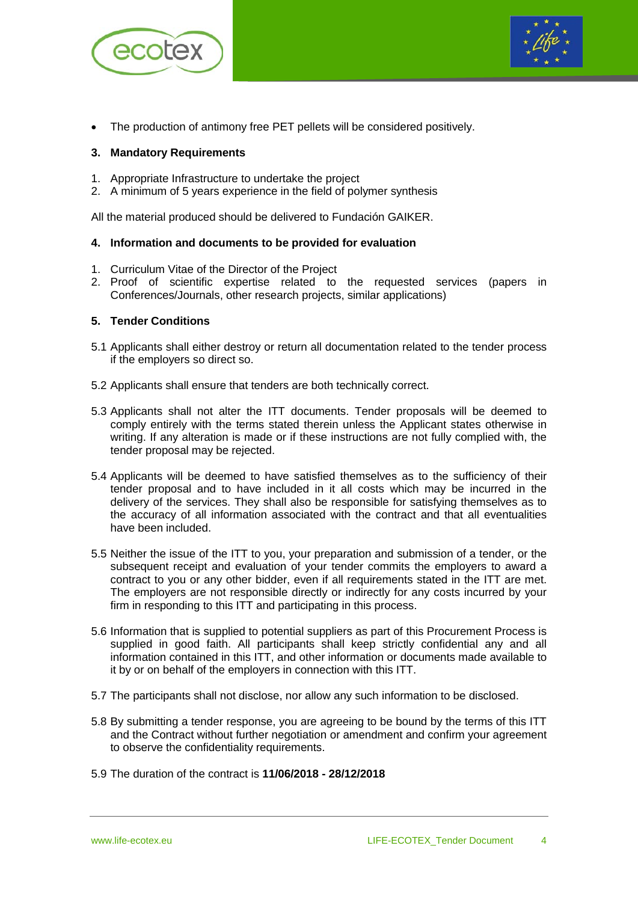- The production of antimony free PET pellets will be considered positively.

### 3. Mandatory Requirements

1. Appropriate Infrastructure to undertake the project
2. A minimum of 5 years experience in the field of polymer synthesis

All the material produced should be delivered to Fundación GAIKER.

### 4. Information and documents to be provided for evaluation

1. Curriculum Vitae of the Director of the Project
2. Proof of scientific expertise related to the requested services (papers in Conferences/Journals, other research projects, similar applications)

### 5. Tender Conditions

5.1 Applicants shall either destroy or return all documentation related to the tender process if the employers so direct so.

5.2 Applicants shall ensure that tenders are both technically correct.

5.3 Applicants shall not alter the ITT documents. Tender proposals will be deemed to comply entirely with the terms stated therein unless the Applicant states otherwise in writing. If any alteration is made or if these instructions are not fully complied with, the tender proposal may be rejected.

5.4 Applicants will be deemed to have satisfied themselves as to the sufficiency of their tender proposal and to have included in it all costs which may be incurred in the delivery of the services. They shall also be responsible for satisfying themselves as to the accuracy of all information associated with the contract and that all eventualities have been included.

5.5 Neither the issue of the ITT to you, your preparation and submission of a tender, or the subsequent receipt and evaluation of your tender commits the employers to award a contract to you or any other bidder, even if all requirements stated in the ITT are met. The employers are not responsible directly or indirectly for any costs incurred by your firm in responding to this ITT and participating in this process.

5.6 Information that is supplied to potential suppliers as part of this Procurement Process is supplied in good faith. All participants shall keep strictly confidential any and all information contained in this ITT, and other information or documents made available to it by or on behalf of the employers in connection with this ITT.

5.7 The participants shall not disclose, nor allow any such information to be disclosed.

5.8 By submitting a tender response, you are agreeing to be bound by the terms of this ITT and the Contract without further negotiation or amendment and confirm your agreement to observe the confidentiality requirements.

5.9 The duration of the contract is **11/06/2018 - 28/12/2018**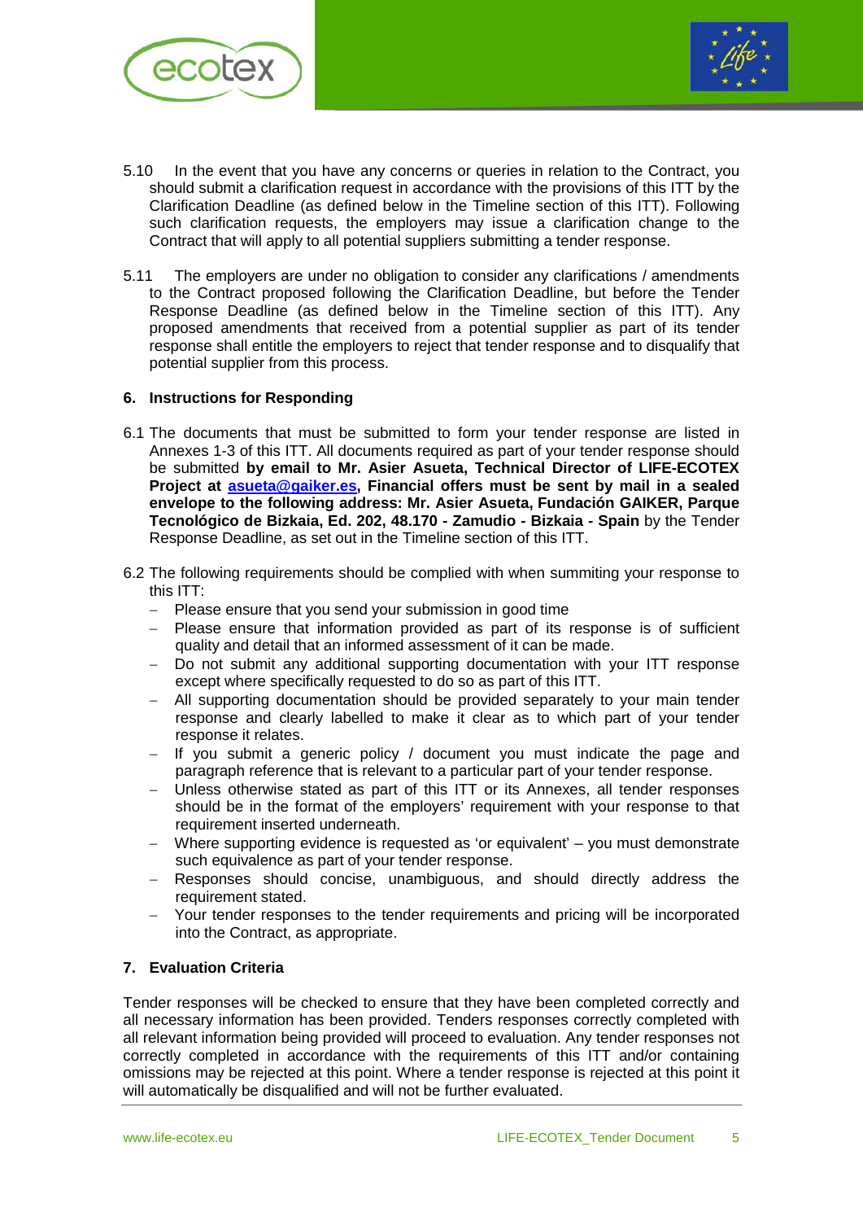5.10 In the event that you have any concerns or queries in relation to the Contract, you should submit a clarification request in accordance with the provisions of this ITT by the Clarification Deadline (as defined below in the Timeline section of this ITT). Following such clarification requests, the employers may issue a clarification change to the Contract that will apply to all potential suppliers submitting a tender response.

5.11 The employers are under no obligation to consider any clarifications / amendments to the Contract proposed following the Clarification Deadline, but before the Tender Response Deadline (as defined below in the Timeline section of this ITT). Any proposed amendments that received from a potential supplier as part of its tender response shall entitle the employers to reject that tender response and to disqualify that potential supplier from this process.

## 6. Instructions for Responding

6.1 The documents that must be submitted to form your tender response are listed in Annexes 1-3 of this ITT. All documents required as part of your tender response should be submitted **by email to Mr. Asier Asueta, Technical Director of LIFE-ECOTEX Project at asueta@gaiker.es, Financial offers must be sent by mail in a sealed envelope to the following address: Mr. Asier Asueta, Fundación GAIKER, Parque Tecnológico de Bizkaia, Ed. 202, 48.170 - Zamudio - Bizkaia - Spain** by the Tender Response Deadline, as set out in the Timeline section of this ITT.

6.2 The following requirements should be complied with when summiting your response to this ITT:

- Please ensure that you send your submission in good time
- Please ensure that information provided as part of its response is of sufficient quality and detail that an informed assessment of it can be made.
- Do not submit any additional supporting documentation with your ITT response except where specifically requested to do so as part of this ITT.
- All supporting documentation should be provided separately to your main tender response and clearly labelled to make it clear as to which part of your tender response it relates.
- If you submit a generic policy / document you must indicate the page and paragraph reference that is relevant to a particular part of your tender response.
- Unless otherwise stated as part of this ITT or its Annexes, all tender responses should be in the format of the employers' requirement with your response to that requirement inserted underneath.
- Where supporting evidence is requested as 'or equivalent' – you must demonstrate such equivalence as part of your tender response.
- Responses should concise, unambiguous, and should directly address the requirement stated.
- Your tender responses to the tender requirements and pricing will be incorporated into the Contract, as appropriate.

## 7. Evaluation Criteria

Tender responses will be checked to ensure that they have been completed correctly and all necessary information has been provided. Tenders responses correctly completed with all relevant information being provided will proceed to evaluation. Any tender responses not correctly completed in accordance with the requirements of this ITT and/or containing omissions may be rejected at this point. Where a tender response is rejected at this point it will automatically be disqualified and will not be further evaluated.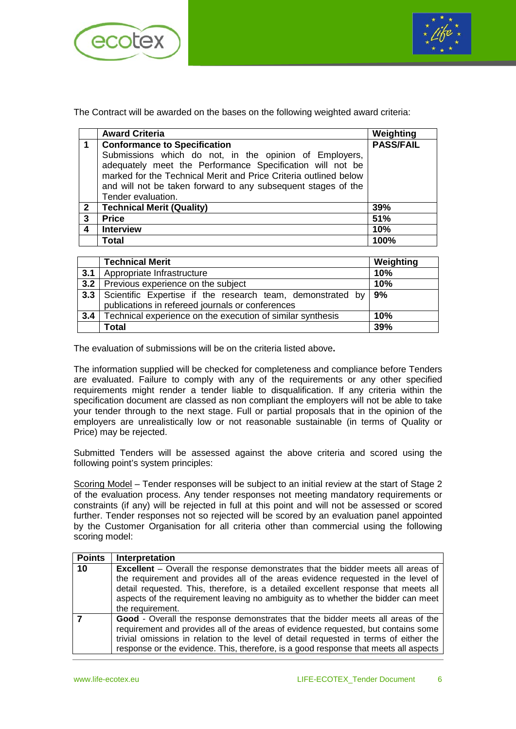The Contract will be awarded on the bases on the following weighted award criteria:

| | Award Criteria | Weighting |
|---|---|---|
| 1 | **Conformance to Specification** Submissions which do not, in the opinion of Employers, adequately meet the Performance Specification will not be marked for the Technical Merit and Price Criteria outlined below and will not be taken forward to any subsequent stages of the Tender evaluation. | **PASS/FAIL** |
| **2** | **Technical Merit (Quality)** | **39%** |
| **3** | **Price** | **51%** |
| **4** | **Interview** | **10%** |
| | **Total** | **100%** |

| | Technical Merit | Weighting |
|---|---|---|
| **3.1** | Appropriate Infrastructure | **10%** |
| **3.2** | Previous experience on the subject | **10%** |
| **3.3** | Scientific Expertise if the research team, demonstrated by publications in refereed journals or conferences | **9%** |
| **3.4** | Technical experience on the execution of similar synthesis | **10%** |
| | **Total** | **39%** |

The evaluation of submissions will be on the criteria listed above**.**

The information supplied will be checked for completeness and compliance before Tenders are evaluated. Failure to comply with any of the requirements or any other specified requirements might render a tender liable to disqualification. If any criteria within the specification document are classed as non compliant the employers will not be able to take your tender through to the next stage. Full or partial proposals that in the opinion of the employers are unrealistically low or not reasonable sustainable (in terms of Quality or Price) may be rejected.

Submitted Tenders will be assessed against the above criteria and scored using the following point's system principles:

Scoring Model – Tender responses will be subject to an initial review at the start of Stage 2 of the evaluation process. Any tender responses not meeting mandatory requirements or constraints (if any) will be rejected in full at this point and will not be assessed or scored further. Tender responses not so rejected will be scored by an evaluation panel appointed by the Customer Organisation for all criteria other than commercial using the following scoring model:

| Points | Interpretation |
|---|---|
| **10** | **Excellent** – Overall the response demonstrates that the bidder meets all areas of the requirement and provides all of the areas evidence requested in the level of detail requested. This, therefore, is a detailed excellent response that meets all aspects of the requirement leaving no ambiguity as to whether the bidder can meet the requirement. |
| **7** | **Good** - Overall the response demonstrates that the bidder meets all areas of the requirement and provides all of the areas of evidence requested, but contains some trivial omissions in relation to the level of detail requested in terms of either the response or the evidence. This, therefore, is a good response that meets all aspects |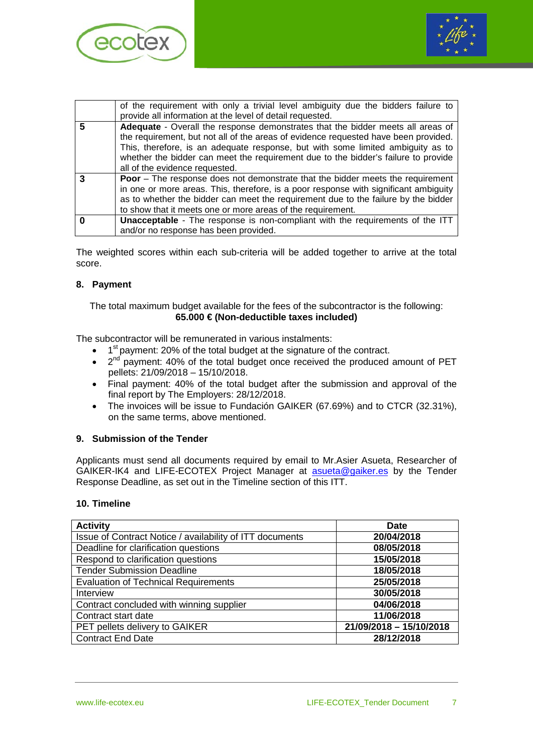|   | of the requirement with only a trivial level ambiguity due the bidders failure to provide all information at the level of detail requested. |
|---|---|
| **5** | **Adequate** - Overall the response demonstrates that the bidder meets all areas of the requirement, but not all of the areas of evidence requested have been provided. This, therefore, is an adequate response, but with some limited ambiguity as to whether the bidder can meet the requirement due to the bidder's failure to provide all of the evidence requested. |
| **3** | **Poor** – The response does not demonstrate that the bidder meets the requirement in one or more areas. This, therefore, is a poor response with significant ambiguity as to whether the bidder can meet the requirement due to the failure by the bidder to show that it meets one or more areas of the requirement. |
| **0** | **Unacceptable** - The response is non-compliant with the requirements of the ITT and/or no response has been provided. |

The weighted scores within each sub-criteria will be added together to arrive at the total score.

## 8. Payment

The total maximum budget available for the fees of the subcontractor is the following:
**65.000 € (Non-deductible taxes included)**

The subcontractor will be remunerated in various instalments:

- 1st payment: 20% of the total budget at the signature of the contract.
- 2nd payment: 40% of the total budget once received the produced amount of PET pellets: 21/09/2018 – 15/10/2018.
- Final payment: 40% of the total budget after the submission and approval of the final report by The Employers: 28/12/2018.
- The invoices will be issue to Fundación GAIKER (67.69%) and to CTCR (32.31%), on the same terms, above mentioned.

## 9. Submission of the Tender

Applicants must send all documents required by email to Mr.Asier Asueta, Researcher of GAIKER-IK4 and LIFE-ECOTEX Project Manager at asueta@gaiker.es by the Tender Response Deadline, as set out in the Timeline section of this ITT.

## 10. Timeline

| Activity | Date |
|---|---|
| Issue of Contract Notice / availability of ITT documents | **20/04/2018** |
| Deadline for clarification questions | **08/05/2018** |
| Respond to clarification questions | **15/05/2018** |
| Tender Submission Deadline | **18/05/2018** |
| Evaluation of Technical Requirements | **25/05/2018** |
| Interview | **30/05/2018** |
| Contract concluded with winning supplier | **04/06/2018** |
| Contract start date | **11/06/2018** |
| PET pellets delivery to GAIKER | **21/09/2018 – 15/10/2018** |
| Contract End Date | **28/12/2018** |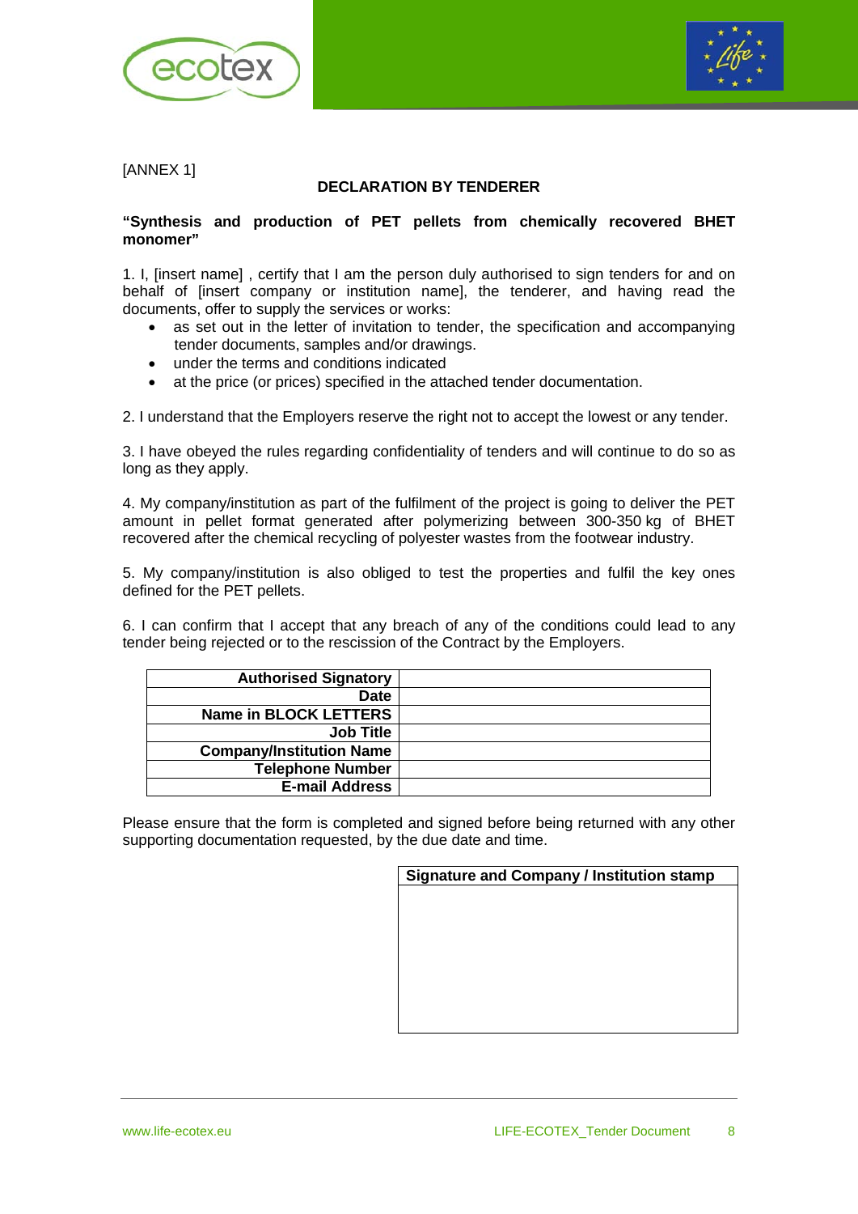[ANNEX 1]

## DECLARATION BY TENDERER

**"Synthesis and production of PET pellets from chemically recovered BHET monomer"**

1. I, [insert name] , certify that I am the person duly authorised to sign tenders for and on behalf of [insert company or institution name], the tenderer, and having read the documents, offer to supply the services or works:

- as set out in the letter of invitation to tender, the specification and accompanying tender documents, samples and/or drawings.
- under the terms and conditions indicated
- at the price (or prices) specified in the attached tender documentation.

2. I understand that the Employers reserve the right not to accept the lowest or any tender.

3. I have obeyed the rules regarding confidentiality of tenders and will continue to do so as long as they apply.

4. My company/institution as part of the fulfilment of the project is going to deliver the PET amount in pellet format generated after polymerizing between 300-350 kg of BHET recovered after the chemical recycling of polyester wastes from the footwear industry.

5. My company/institution is also obliged to test the properties and fulfil the key ones defined for the PET pellets.

6. I can confirm that I accept that any breach of any of the conditions could lead to any tender being rejected or to the rescission of the Contract by the Employers.

| **Authorised Signatory** | |
|---:|---|
| **Date** | |
| **Name in BLOCK LETTERS** | |
| **Job Title** | |
| **Company/Institution Name** | |
| **Telephone Number** | |
| **E-mail Address** | |

Please ensure that the form is completed and signed before being returned with any other supporting documentation requested, by the due date and time.

| **Signature and Company / Institution stamp** |
|---|
| |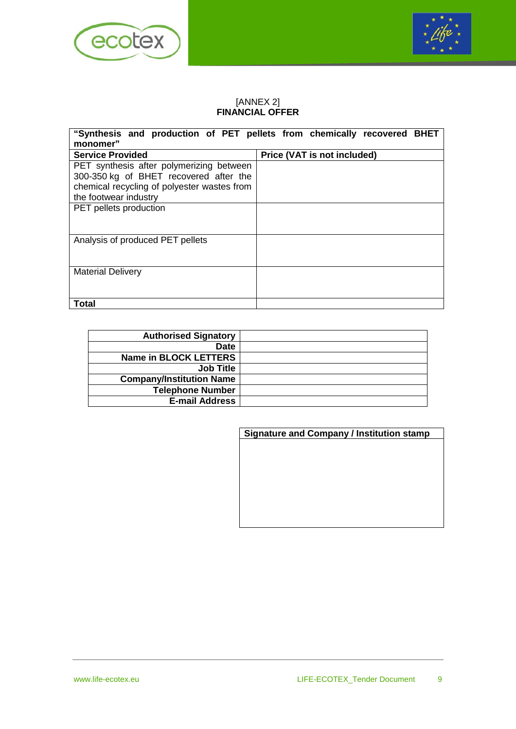[ANNEX 2]

**FINANCIAL OFFER**

| **"Synthesis and production of PET pellets from chemically recovered BHET monomer"** | |
|---|---|
| **Service Provided** | **Price (VAT is not included)** |
| PET synthesis after polymerizing between 300-350 kg of BHET recovered after the chemical recycling of polyester wastes from the footwear industry | |
| PET pellets production | |
| Analysis of produced PET pellets | |
| Material Delivery | |
| **Total** | |

| **Authorised Signatory** | |
|---|---|
| **Date** | |
| **Name in BLOCK LETTERS** | |
| **Job Title** | |
| **Company/Institution Name** | |
| **Telephone Number** | |
| **E-mail Address** | |

| **Signature and Company / Institution stamp** |
|---|
| |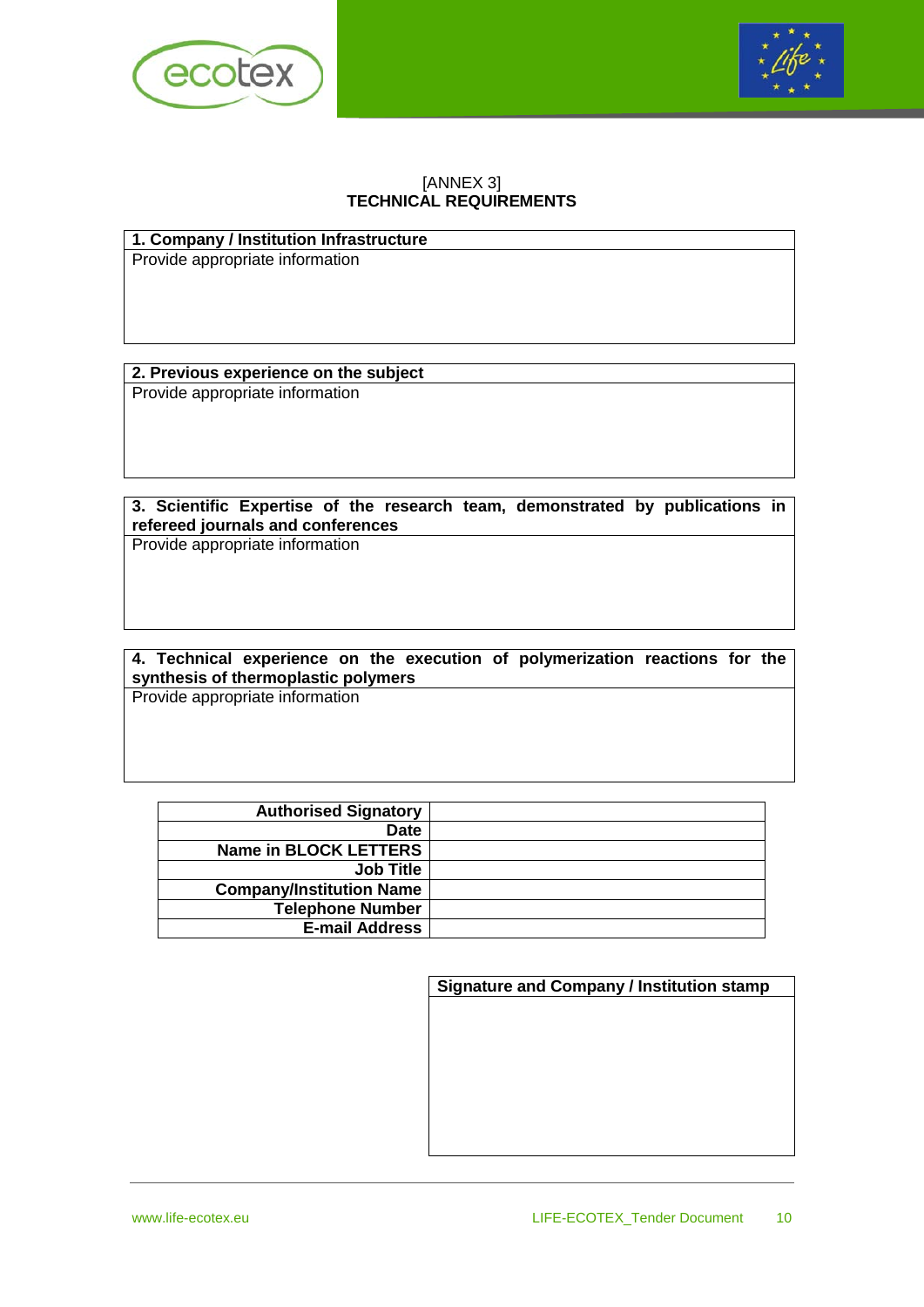[ANNEX 3]

**TECHNICAL REQUIREMENTS**

| **1. Company / Institution Infrastructure** |
|---|
| Provide appropriate information |

| **2. Previous experience on the subject** |
|---|
| Provide appropriate information |

| **3. Scientific Expertise of the research team, demonstrated by publications in refereed journals and conferences** |
|---|
| Provide appropriate information |

| **4. Technical experience on the execution of polymerization reactions for the synthesis of thermoplastic polymers** |
|---|
| Provide appropriate information |

| | |
|---|---|
| **Authorised Signatory** | |
| **Date** | |
| **Name in BLOCK LETTERS** | |
| **Job Title** | |
| **Company/Institution Name** | |
| **Telephone Number** | |
| **E-mail Address** | |

| **Signature and Company / Institution stamp** |
|---|
| |